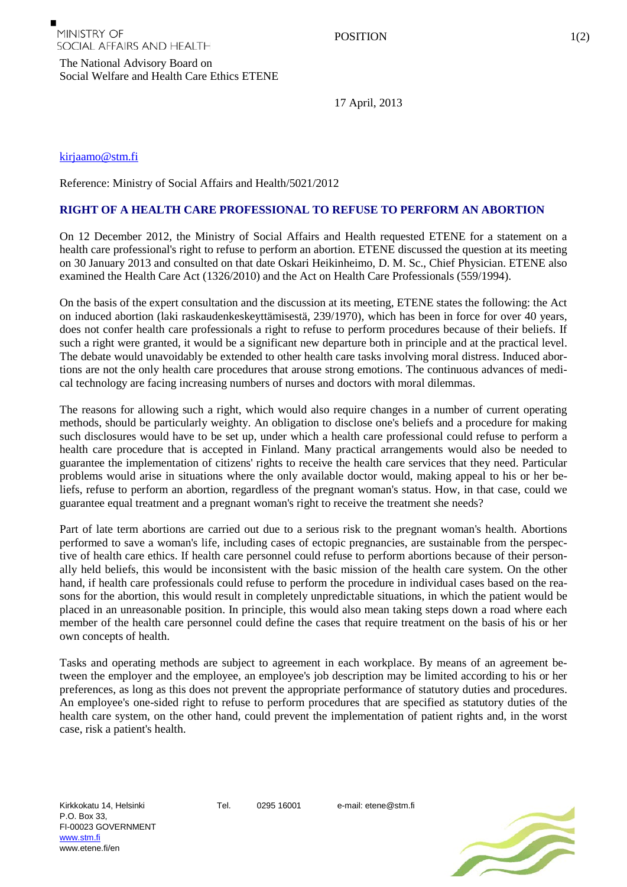MINISTRY OF
SOCIAL AFFAIRS AND HEALTH

The National Advisory Board on
Social Welfare and Health Care Ethics ETENE

POSITION

17 April, 2013

kirjaamo@stm.fi

Reference: Ministry of Social Affairs and Health/5021/2012

## RIGHT OF A HEALTH CARE PROFESSIONAL TO REFUSE TO PERFORM AN ABORTION

On 12 December 2012, the Ministry of Social Affairs and Health requested ETENE for a statement on a health care professional's right to refuse to perform an abortion. ETENE discussed the question at its meeting on 30 January 2013 and consulted on that date Oskari Heikinheimo, D. M. Sc., Chief Physician. ETENE also examined the Health Care Act (1326/2010) and the Act on Health Care Professionals (559/1994).

On the basis of the expert consultation and the discussion at its meeting, ETENE states the following: the Act on induced abortion (laki raskaudenkeskeyttämisestä, 239/1970), which has been in force for over 40 years, does not confer health care professionals a right to refuse to perform procedures because of their beliefs. If such a right were granted, it would be a significant new departure both in principle and at the practical level. The debate would unavoidably be extended to other health care tasks involving moral distress. Induced abortions are not the only health care procedures that arouse strong emotions. The continuous advances of medical technology are facing increasing numbers of nurses and doctors with moral dilemmas.

The reasons for allowing such a right, which would also require changes in a number of current operating methods, should be particularly weighty. An obligation to disclose one's beliefs and a procedure for making such disclosures would have to be set up, under which a health care professional could refuse to perform a health care procedure that is accepted in Finland. Many practical arrangements would also be needed to guarantee the implementation of citizens' rights to receive the health care services that they need. Particular problems would arise in situations where the only available doctor would, making appeal to his or her beliefs, refuse to perform an abortion, regardless of the pregnant woman's status. How, in that case, could we guarantee equal treatment and a pregnant woman's right to receive the treatment she needs?

Part of late term abortions are carried out due to a serious risk to the pregnant woman's health. Abortions performed to save a woman's life, including cases of ectopic pregnancies, are sustainable from the perspective of health care ethics. If health care personnel could refuse to perform abortions because of their personally held beliefs, this would be inconsistent with the basic mission of the health care system. On the other hand, if health care professionals could refuse to perform the procedure in individual cases based on the reasons for the abortion, this would result in completely unpredictable situations, in which the patient would be placed in an unreasonable position. In principle, this would also mean taking steps down a road where each member of the health care personnel could define the cases that require treatment on the basis of his or her own concepts of health.

Tasks and operating methods are subject to agreement in each workplace. By means of an agreement between the employer and the employee, an employee's job description may be limited according to his or her preferences, as long as this does not prevent the appropriate performance of statutory duties and procedures. An employee's one-sided right to refuse to perform procedures that are specified as statutory duties of the health care system, on the other hand, could prevent the implementation of patient rights and, in the worst case, risk a patient's health.

Kirkkokatu 14, Helsinki
P.O. Box 33,
FI-00023 GOVERNMENT
www.stm.fi
www.etene.fi/en

Tel. 0295 16001

e-mail: etene@stm.fi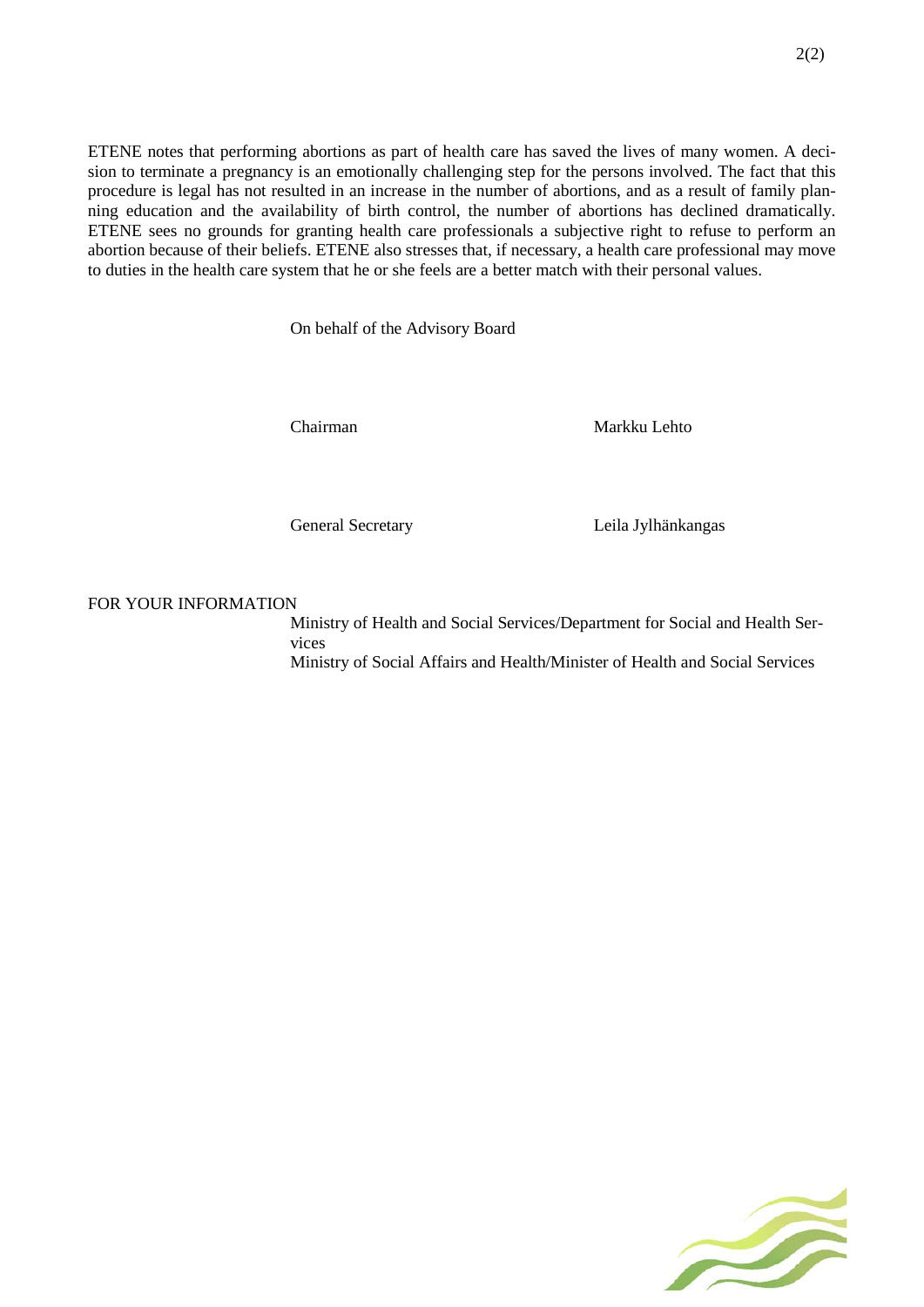ETENE notes that performing abortions as part of health care has saved the lives of many women. A decision to terminate a pregnancy is an emotionally challenging step for the persons involved. The fact that this procedure is legal has not resulted in an increase in the number of abortions, and as a result of family planning education and the availability of birth control, the number of abortions has declined dramatically. ETENE sees no grounds for granting health care professionals a subjective right to refuse to perform an abortion because of their beliefs. ETENE also stresses that, if necessary, a health care professional may move to duties in the health care system that he or she feels are a better match with their personal values.

On behalf of the Advisory Board

Chairman Markku Lehto

General Secretary Leila Jylhänkangas

FOR YOUR INFORMATION

Ministry of Health and Social Services/Department for Social and Health Services

Ministry of Social Affairs and Health/Minister of Health and Social Services